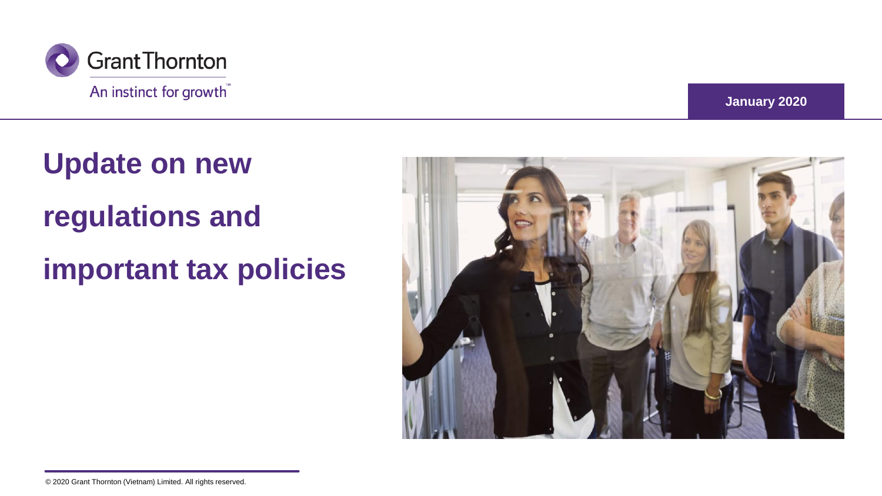Grant Thornton

An instinct for growth™

January 2020

# Update on new regulations and important tax policies

© 2020 Grant Thornton (Vietnam) Limited. All rights reserved.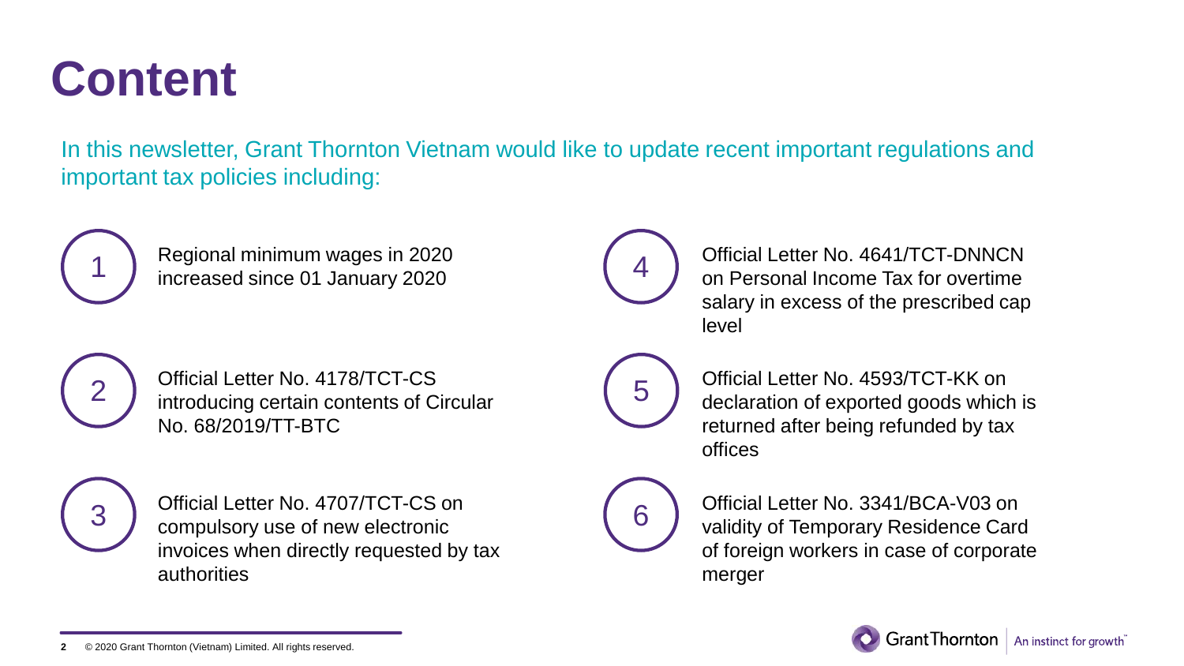# Content

In this newsletter, Grant Thornton Vietnam would like to update recent important regulations and important tax policies including:

1. Regional minimum wages in 2020 increased since 01 January 2020
2. Official Letter No. 4178/TCT-CS introducing certain contents of Circular No. 68/2019/TT-BTC
3. Official Letter No. 4707/TCT-CS on compulsory use of new electronic invoices when directly requested by tax authorities
4. Official Letter No. 4641/TCT-DNNCN on Personal Income Tax for overtime salary in excess of the prescribed cap level
5. Official Letter No. 4593/TCT-KK on declaration of exported goods which is returned after being refunded by tax offices
6. Official Letter No. 3341/BCA-V03 on validity of Temporary Residence Card of foreign workers in case of corporate merger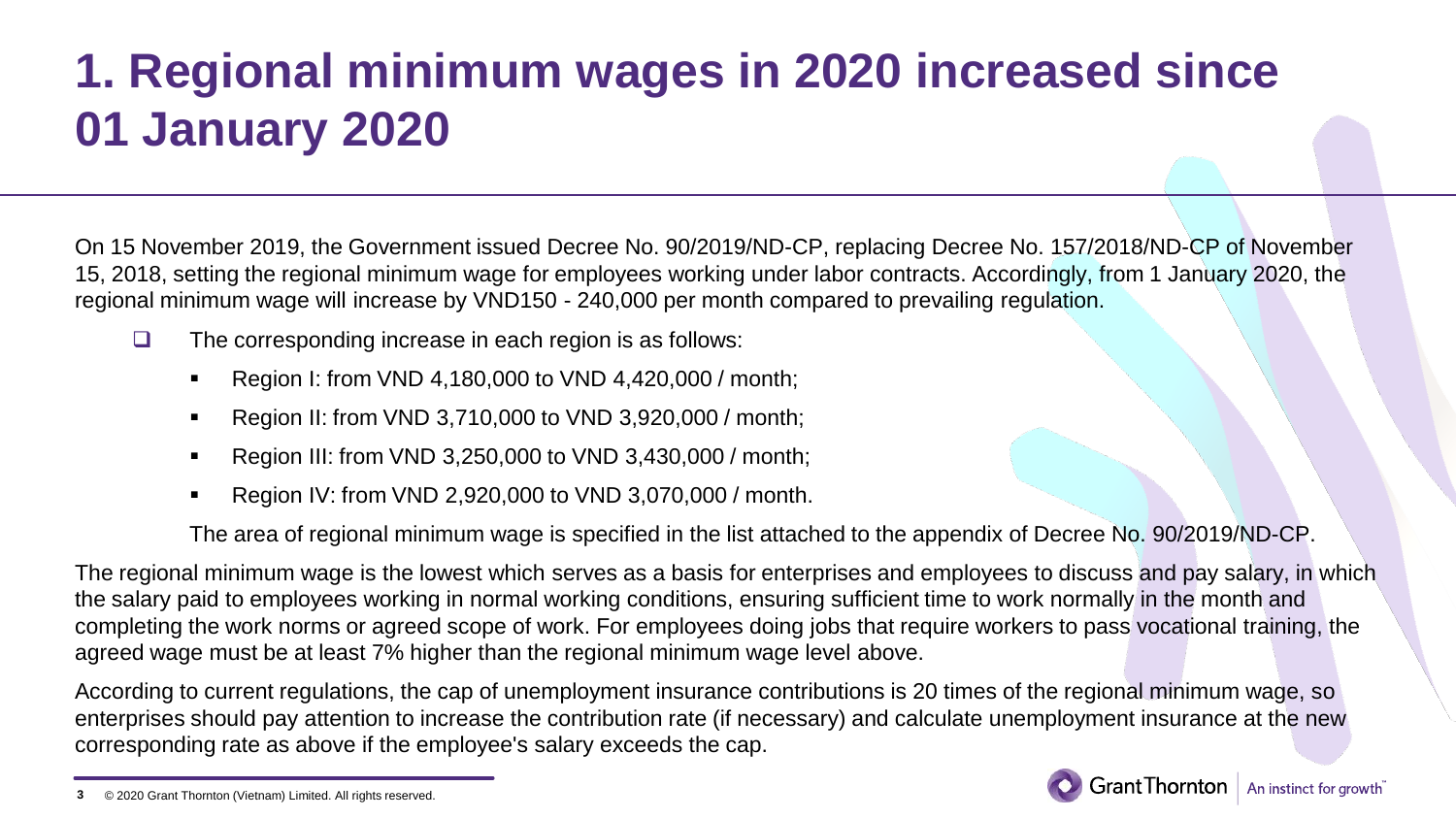# 1. Regional minimum wages in 2020 increased since 01 January 2020

On 15 November 2019, the Government issued Decree No. 90/2019/ND-CP, replacing Decree No. 157/2018/ND-CP of November 15, 2018, setting the regional minimum wage for employees working under labor contracts. Accordingly, from 1 January 2020, the regional minimum wage will increase by VND150 - 240,000 per month compared to prevailing regulation.

- The corresponding increase in each region is as follows:
  - Region I: from VND 4,180,000 to VND 4,420,000 / month;
  - Region II: from VND 3,710,000 to VND 3,920,000 / month;
  - Region III: from VND 3,250,000 to VND 3,430,000 / month;
  - Region IV: from VND 2,920,000 to VND 3,070,000 / month.

  The area of regional minimum wage is specified in the list attached to the appendix of Decree No. 90/2019/ND-CP.

The regional minimum wage is the lowest which serves as a basis for enterprises and employees to discuss and pay salary, in which the salary paid to employees working in normal working conditions, ensuring sufficient time to work normally in the month and completing the work norms or agreed scope of work. For employees doing jobs that require workers to pass vocational training, the agreed wage must be at least 7% higher than the regional minimum wage level above.

According to current regulations, the cap of unemployment insurance contributions is 20 times of the regional minimum wage, so enterprises should pay attention to increase the contribution rate (if necessary) and calculate unemployment insurance at the new corresponding rate as above if the employee's salary exceeds the cap.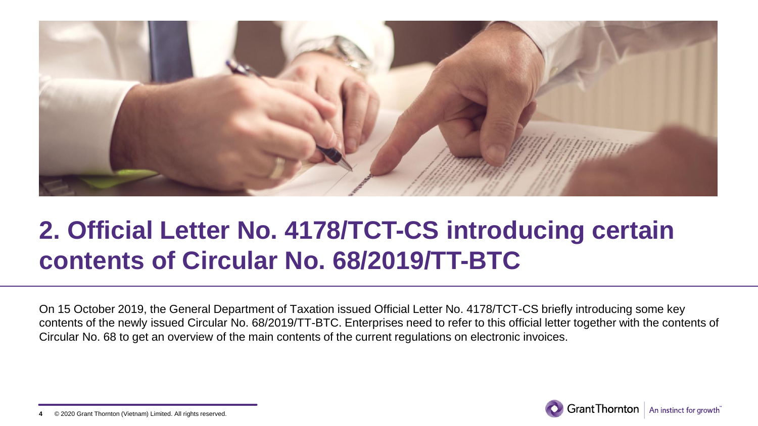## 2. Official Letter No. 4178/TCT-CS introducing certain contents of Circular No. 68/2019/TT-BTC

On 15 October 2019, the General Department of Taxation issued Official Letter No. 4178/TCT-CS briefly introducing some key contents of the newly issued Circular No. 68/2019/TT-BTC. Enterprises need to refer to this official letter together with the contents of Circular No. 68 to get an overview of the main contents of the current regulations on electronic invoices.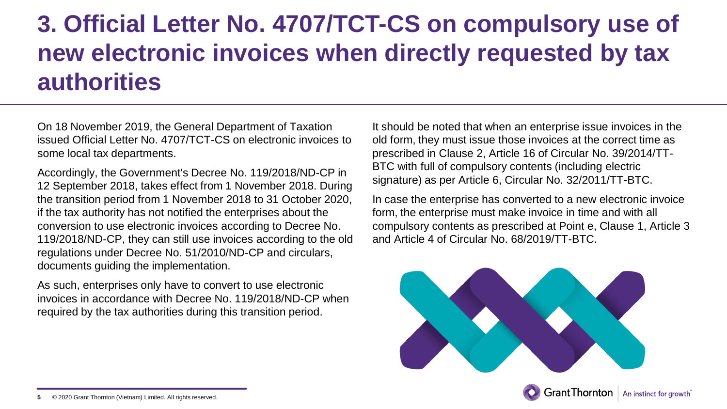# 3. Official Letter No. 4707/TCT-CS on compulsory use of new electronic invoices when directly requested by tax authorities

On 18 November 2019, the General Department of Taxation issued Official Letter No. 4707/TCT-CS on electronic invoices to some local tax departments.

Accordingly, the Government's Decree No. 119/2018/ND-CP in 12 September 2018, takes effect from 1 November 2018. During the transition period from 1 November 2018 to 31 October 2020, if the tax authority has not notified the enterprises about the conversion to use electronic invoices according to Decree No. 119/2018/ND-CP, they can still use invoices according to the old regulations under Decree No. 51/2010/ND-CP and circulars, documents guiding the implementation.

As such, enterprises only have to convert to use electronic invoices in accordance with Decree No. 119/2018/ND-CP when required by the tax authorities during this transition period.

It should be noted that when an enterprise issue invoices in the old form, they must issue those invoices at the correct time as prescribed in Clause 2, Article 16 of Circular No. 39/2014/TT-BTC with full of compulsory contents (including electric signature) as per Article 6, Circular No. 32/2011/TT-BTC.

In case the enterprise has converted to a new electronic invoice form, the enterprise must make invoice in time and with all compulsory contents as prescribed at Point e, Clause 1, Article 3 and Article 4 of Circular No. 68/2019/TT-BTC.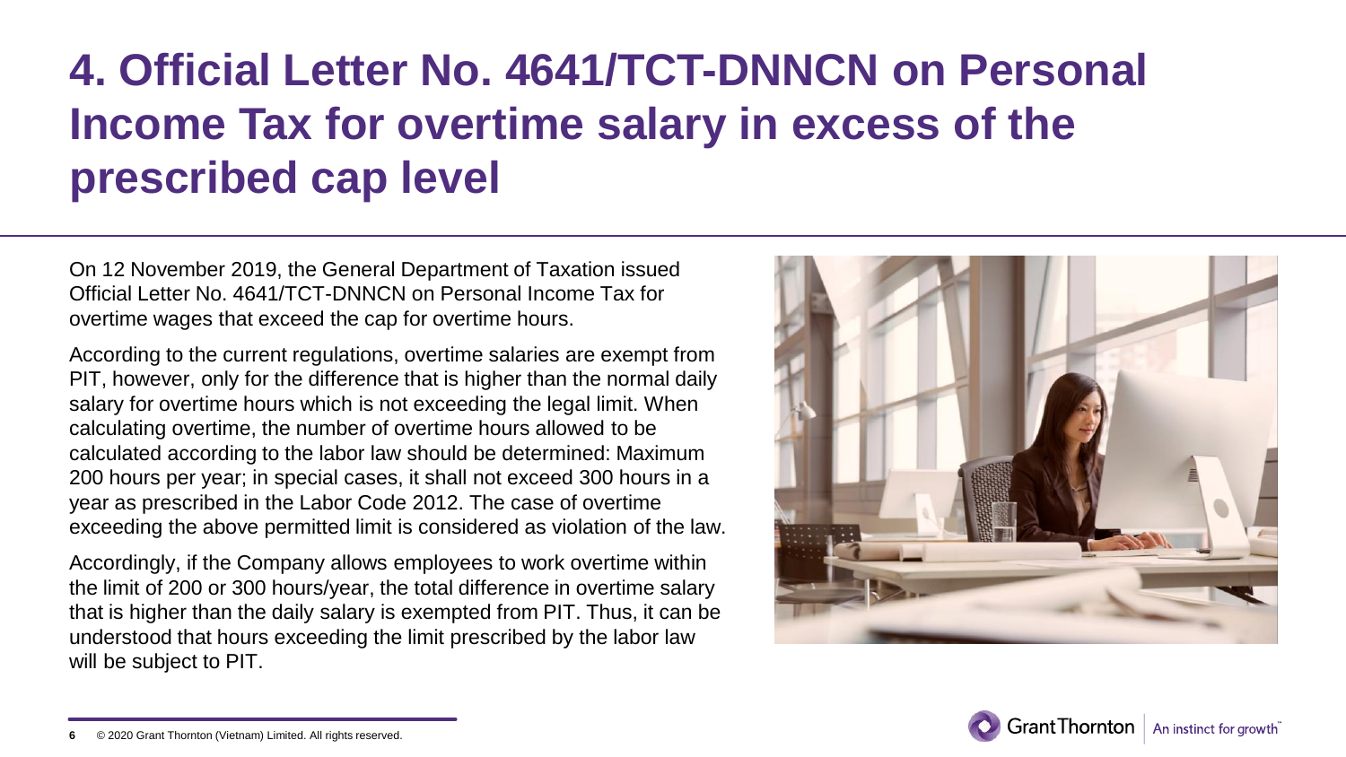# 4. Official Letter No. 4641/TCT-DNNCN on Personal Income Tax for overtime salary in excess of the prescribed cap level

On 12 November 2019, the General Department of Taxation issued Official Letter No. 4641/TCT-DNNCN on Personal Income Tax for overtime wages that exceed the cap for overtime hours.

According to the current regulations, overtime salaries are exempt from PIT, however, only for the difference that is higher than the normal daily salary for overtime hours which is not exceeding the legal limit. When calculating overtime, the number of overtime hours allowed to be calculated according to the labor law should be determined: Maximum 200 hours per year; in special cases, it shall not exceed 300 hours in a year as prescribed in the Labor Code 2012. The case of overtime exceeding the above permitted limit is considered as violation of the law.

Accordingly, if the Company allows employees to work overtime within the limit of 200 or 300 hours/year, the total difference in overtime salary that is higher than the daily salary is exempted from PIT. Thus, it can be understood that hours exceeding the limit prescribed by the labor law will be subject to PIT.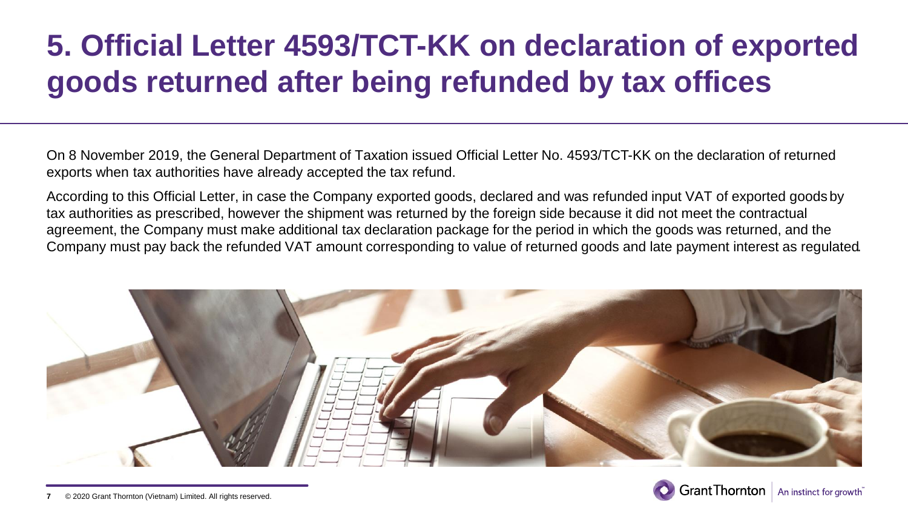# 5. Official Letter 4593/TCT-KK on declaration of exported goods returned after being refunded by tax offices

On 8 November 2019, the General Department of Taxation issued Official Letter No. 4593/TCT-KK on the declaration of returned exports when tax authorities have already accepted the tax refund.

According to this Official Letter, in case the Company exported goods, declared and was refunded input VAT of exported goods by tax authorities as prescribed, however the shipment was returned by the foreign side because it did not meet the contractual agreement, the Company must make additional tax declaration package for the period in which the goods was returned, and the Company must pay back the refunded VAT amount corresponding to value of returned goods and late payment interest as regulated.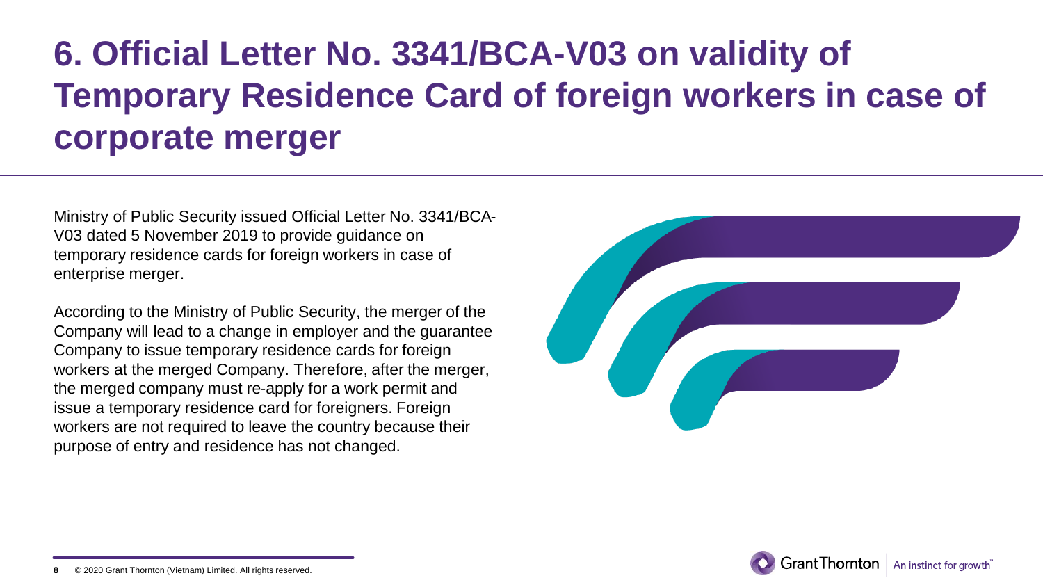# 6. Official Letter No. 3341/BCA-V03 on validity of Temporary Residence Card of foreign workers in case of corporate merger

Ministry of Public Security issued Official Letter No. 3341/BCA-V03 dated 5 November 2019 to provide guidance on temporary residence cards for foreign workers in case of enterprise merger.

According to the Ministry of Public Security, the merger of the Company will lead to a change in employer and the guarantee Company to issue temporary residence cards for foreign workers at the merged Company. Therefore, after the merger, the merged company must re-apply for a work permit and issue a temporary residence card for foreigners. Foreign workers are not required to leave the country because their purpose of entry and residence has not changed.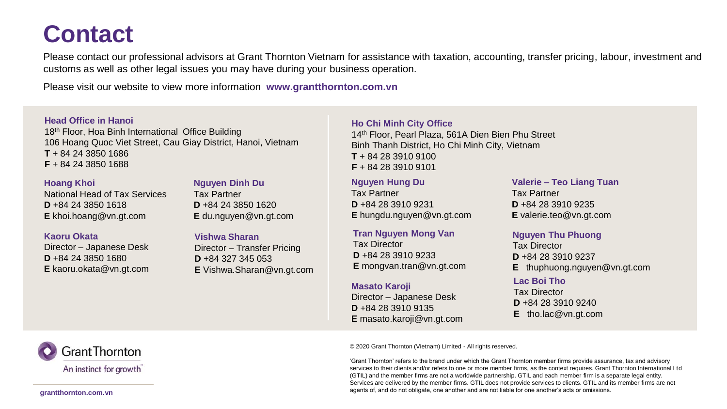# Contact

Please contact our professional advisors at Grant Thornton Vietnam for assistance with taxation, accounting, transfer pricing, labour, investment and customs as well as other legal issues you may have during your business operation.

Please visit our website to view more information **www.grantthornton.com.vn**

### Head Office in Hanoi

18th Floor, Hoa Binh International Office Building
106 Hoang Quoc Viet Street, Cau Giay District, Hanoi, Vietnam
**T** + 84 24 3850 1686
**F** + 84 24 3850 1688

**Hoang Khoi**
National Head of Tax Services
**D** +84 24 3850 1618
**E** khoi.hoang@vn.gt.com

**Nguyen Dinh Du**
Tax Partner
**D** +84 24 3850 1620
**E** du.nguyen@vn.gt.com

**Kaoru Okata**
Director – Japanese Desk
**D** +84 24 3850 1680
**E** kaoru.okata@vn.gt.com

**Vishwa Sharan**
Director – Transfer Pricing
**D** +84 327 345 053
**E** Vishwa.Sharan@vn.gt.com

### Ho Chi Minh City Office

14th Floor, Pearl Plaza, 561A Dien Bien Phu Street
Binh Thanh District, Ho Chi Minh City, Vietnam
**T** + 84 28 3910 9100
**F** + 84 28 3910 9101

**Nguyen Hung Du**
Tax Partner
**D** +84 28 3910 9231
**E** hungdu.nguyen@vn.gt.com

**Valerie – Teo Liang Tuan**
Tax Partner
**D** +84 28 3910 9235
**E** valerie.teo@vn.gt.com

**Tran Nguyen Mong Van**
Tax Director
**D** +84 28 3910 9233
**E** mongvan.tran@vn.gt.com

**Nguyen Thu Phuong**
Tax Director
**D** +84 28 3910 9237
**E** thuphuong.nguyen@vn.gt.com

**Masato Karoji**
Director – Japanese Desk
**D** +84 28 3910 9135
**E** masato.karoji@vn.gt.com

**Lac Boi Tho**
Tax Director
**D** +84 28 3910 9240
**E** tho.lac@vn.gt.com

Grant Thornton
An instinct for growth™

grantthornton.com.vn

© 2020 Grant Thornton (Vietnam) Limited - All rights reserved.

'Grant Thornton' refers to the brand under which the Grant Thornton member firms provide assurance, tax and advisory services to their clients and/or refers to one or more member firms, as the context requires. Grant Thornton International Ltd (GTIL) and the member firms are not a worldwide partnership. GTIL and each member firm is a separate legal entity. Services are delivered by the member firms. GTIL does not provide services to clients. GTIL and its member firms are not agents of, and do not obligate, one another and are not liable for one another's acts or omissions.